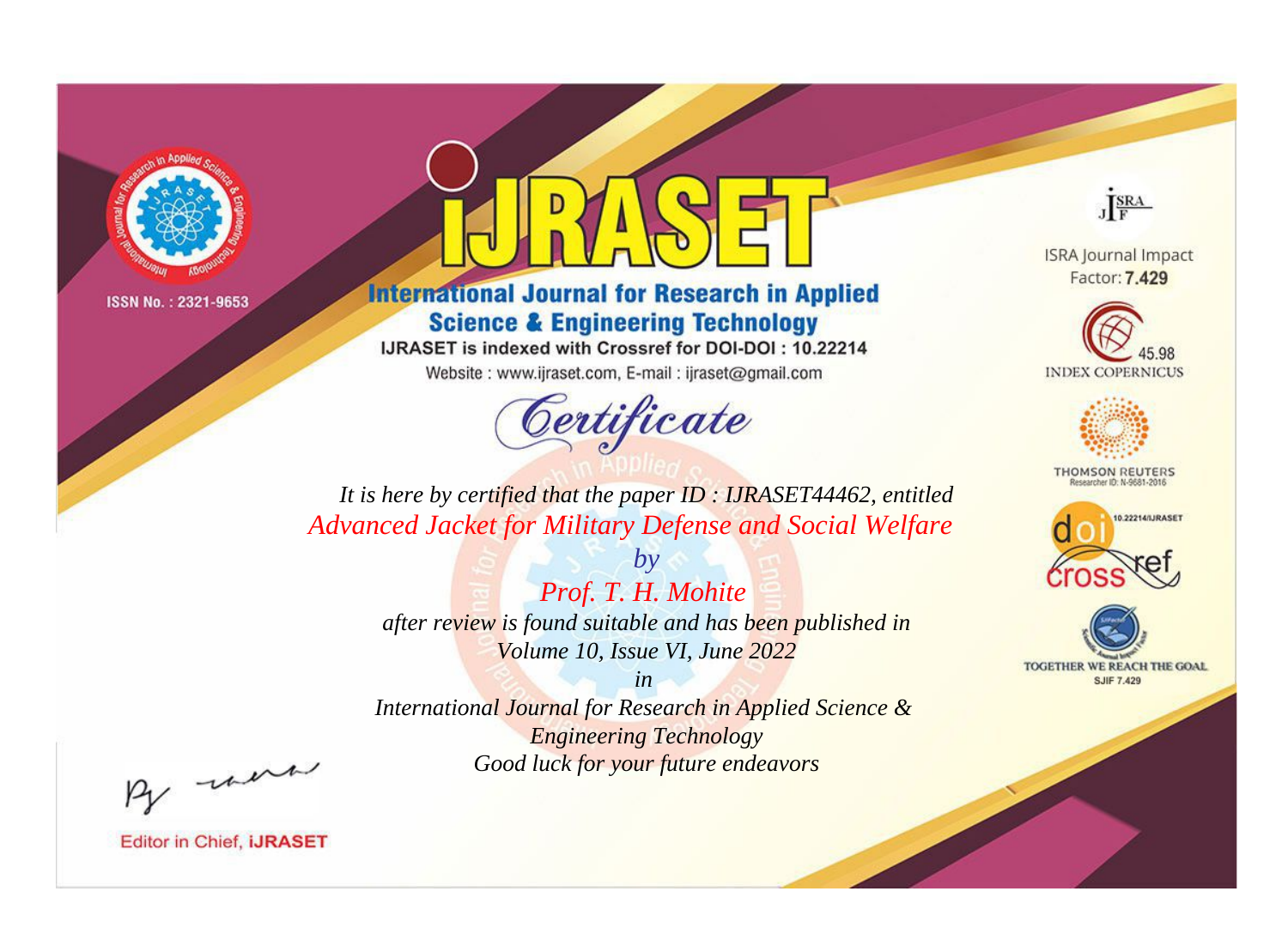ISSN No. : 2321-9653

# iJRASET

## International Journal for Research in Applied Science & Engineering Technology

IJRASET is indexed with Crossref for DOI-DOI : 10.22214

Website : www.ijraset.com, E-mail : ijraset@gmail.com

ISRA Journal Impact Factor: **7.429**

45.98 INDEX COPERNICUS

THOMSON REUTERS Researcher ID: N-9681-2016

10.22214/IJRASET

TOGETHER WE REACH THE GOAL SJIF 7.429

# *Certificate*

*It is here by certified that the paper ID : IJRASET44462, entitled*

*Advanced Jacket for Military Defense and Social Welfare*

*by*

*Prof. T. H. Mohite*

*after review is found suitable and has been published in*

*Volume 10, Issue VI, June 2022*

*in*

*International Journal for Research in Applied Science & Engineering Technology*

*Good luck for your future endeavors*

Editor in Chief, **iJRASET**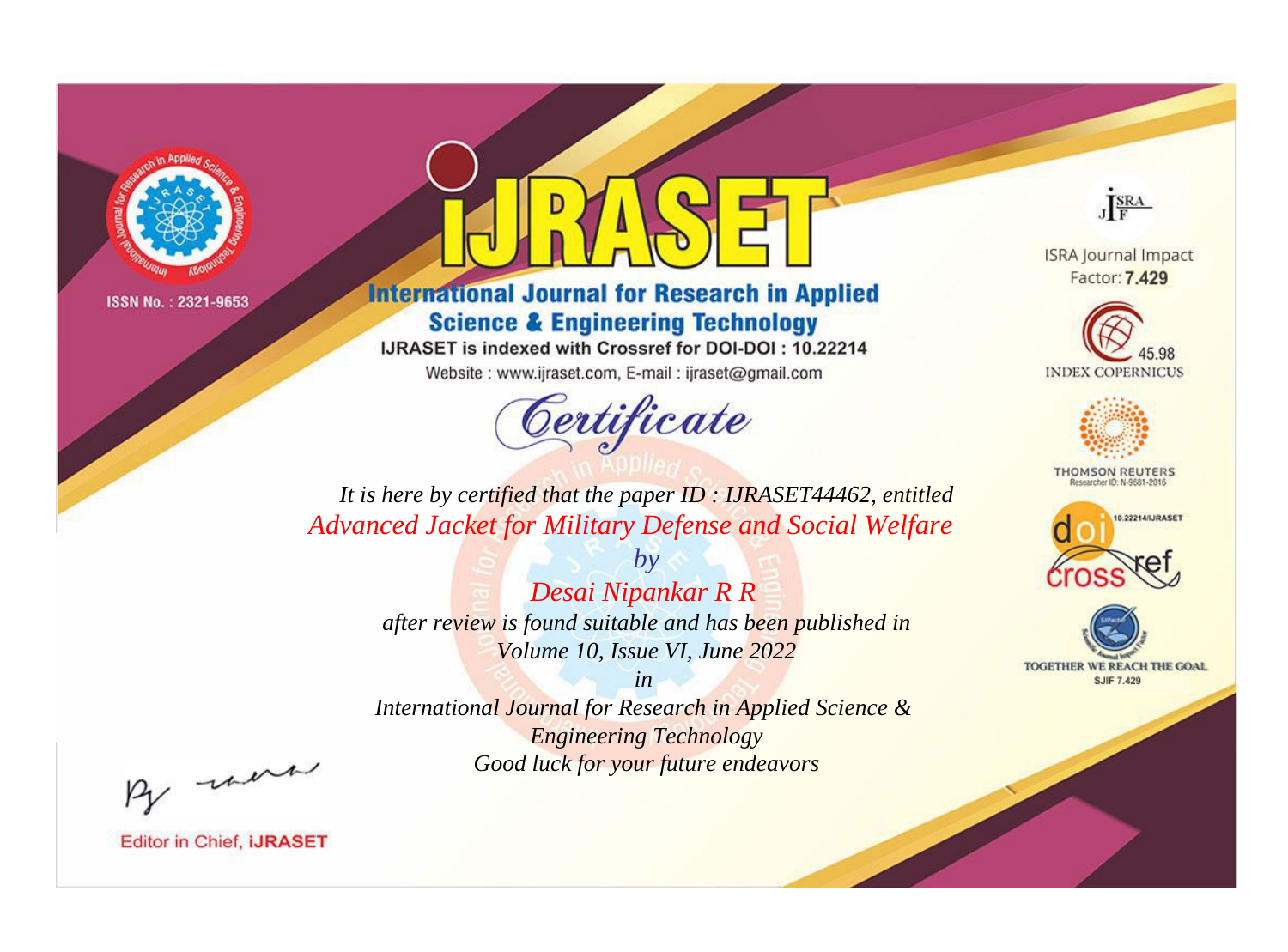ISSN No. : 2321-9653

# iJRASET

## International Journal for Research in Applied Science & Engineering Technology

IJRASET is indexed with Crossref for DOI-DOI : 10.22214

Website : www.ijraset.com, E-mail : ijraset@gmail.com

ISRA Journal Impact Factor: **7.429**

45.98 INDEX COPERNICUS

THOMSON REUTERS Researcher ID: N-9681-2016

10.22214/IJRASET

TOGETHER WE REACH THE GOAL SJIF 7.429

# *Certificate*

*It is here by certified that the paper ID : IJRASET44462, entitled*

*Advanced Jacket for Military Defense and Social Welfare*

*by*

*Desai Nipankar R R*

*after review is found suitable and has been published in*

*Volume 10, Issue VI, June 2022*

*in*

*International Journal for Research in Applied Science & Engineering Technology*

*Good luck for your future endeavors*

Editor in Chief, **iJRASET**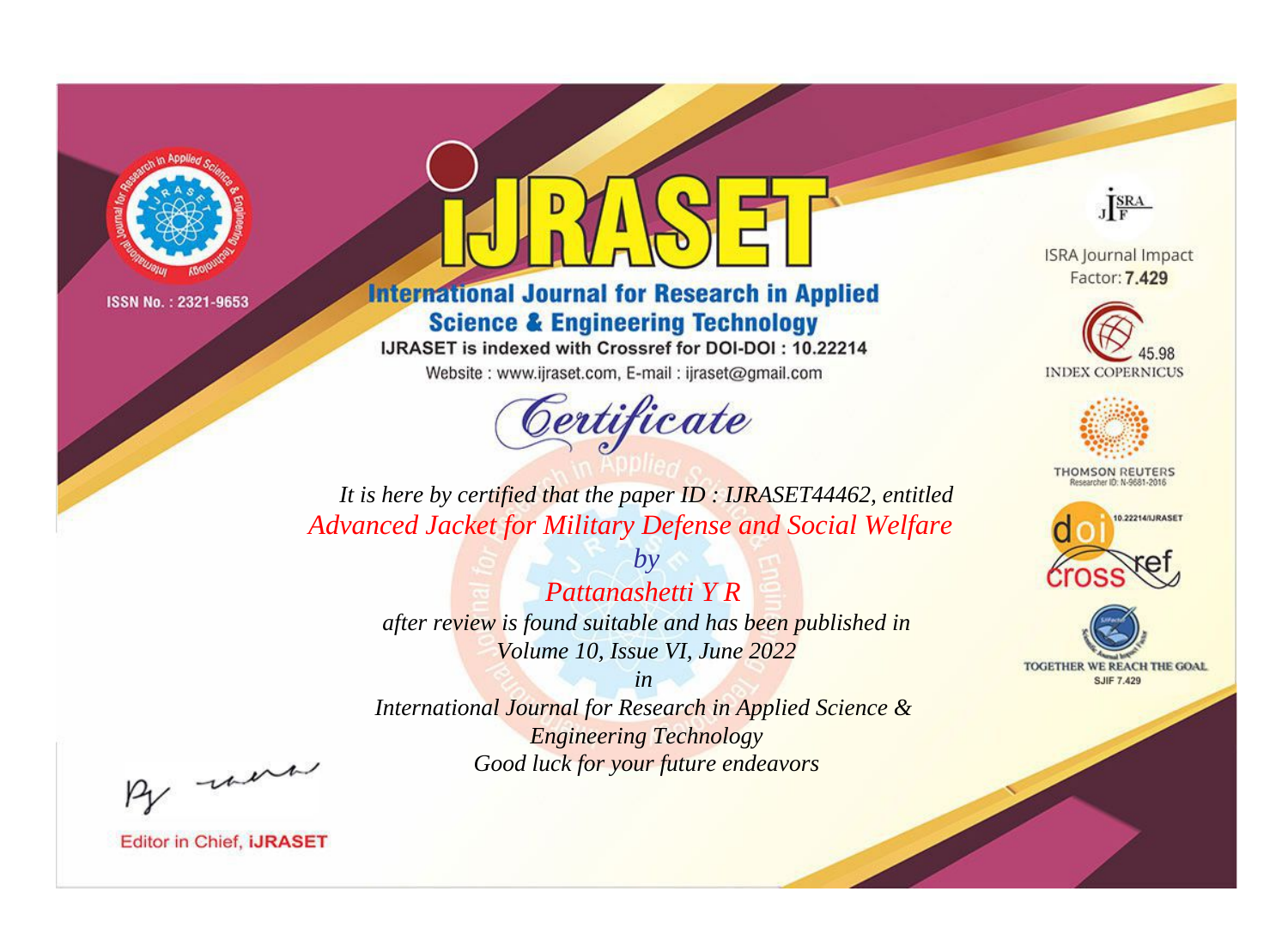ISSN No. : 2321-9653

# iJRASET

## International Journal for Research in Applied Science & Engineering Technology

IJRASET is indexed with Crossref for DOI-DOI : 10.22214

Website : www.ijraset.com, E-mail : ijraset@gmail.com

ISRA Journal Impact Factor: **7.429**

45.98 INDEX COPERNICUS

THOMSON REUTERS Researcher ID: N-9681-2016

10.22214/IJRASET

TOGETHER WE REACH THE GOAL SJIF 7.429

# *Certificate*

*It is here by certified that the paper ID : IJRASET44462, entitled*

*Advanced Jacket for Military Defense and Social Welfare*

*by*

*Pattanashetti Y R*

*after review is found suitable and has been published in*

*Volume 10, Issue VI, June 2022*

*in*

*International Journal for Research in Applied Science & Engineering Technology*

*Good luck for your future endeavors*

Editor in Chief, **iJRASET**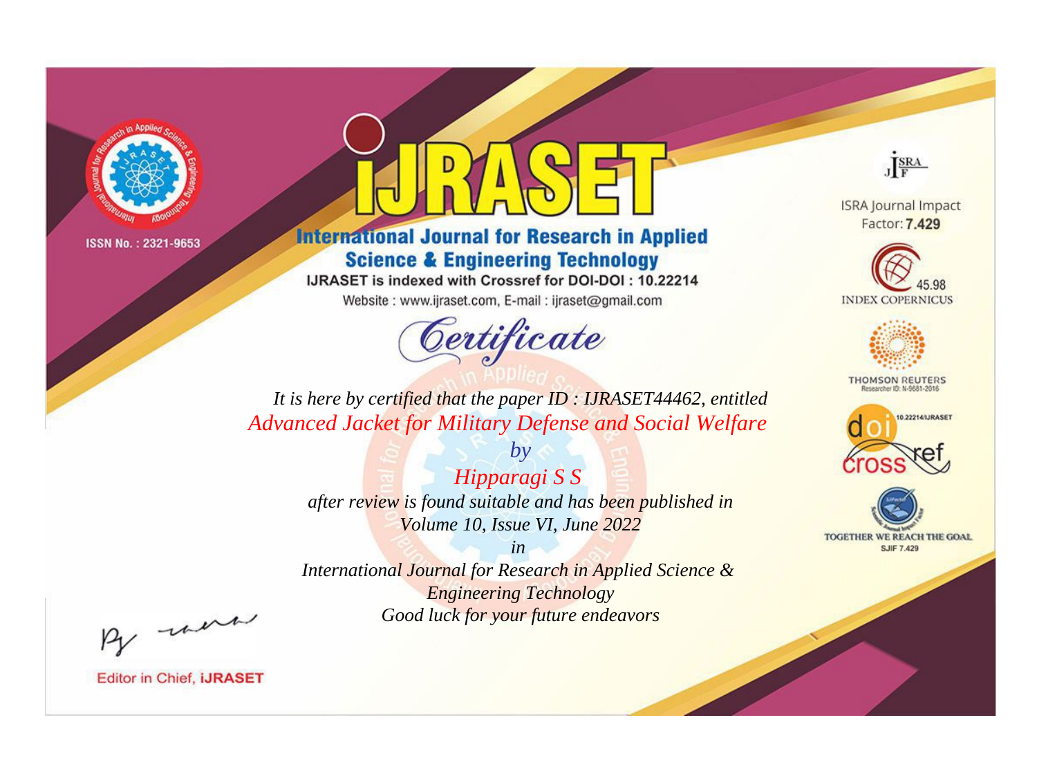ISSN No. : 2321-9653

# iJRASET

## International Journal for Research in Applied Science & Engineering Technology

IJRASET is indexed with Crossref for DOI-DOI : 10.22214

Website : www.ijraset.com, E-mail : ijraset@gmail.com

ISRA Journal Impact Factor: **7.429**

45.98 INDEX COPERNICUS

THOMSON REUTERS Researcher ID: N-9681-2016

10.22214/IJRASET

TOGETHER WE REACH THE GOAL SJIF 7.429

*Certificate*

*It is here by certified that the paper ID : IJRASET44462, entitled*

*Advanced Jacket for Military Defense and Social Welfare*

*by*

*Hipparagi S S*

*after review is found suitable and has been published in*

*Volume 10, Issue VI, June 2022*

*in*

*International Journal for Research in Applied Science & Engineering Technology*

*Good luck for your future endeavors*

Editor in Chief, **iJRASET**